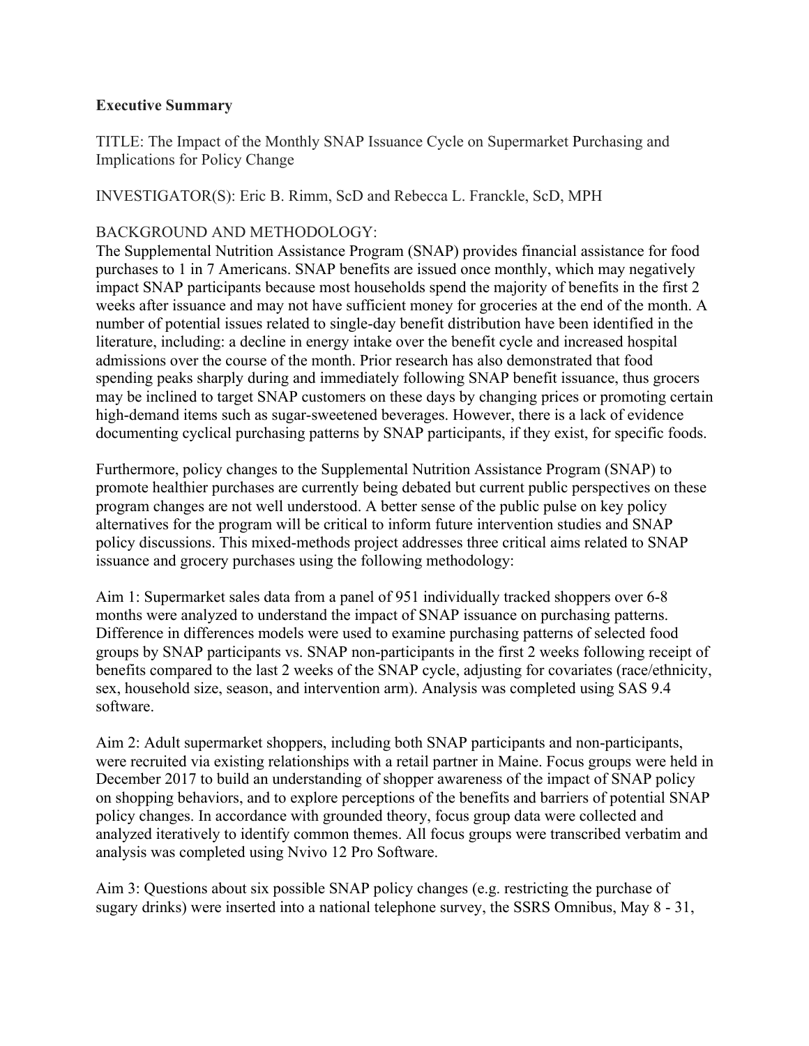**Executive Summary**

TITLE: The Impact of the Monthly SNAP Issuance Cycle on Supermarket Purchasing and Implications for Policy Change

INVESTIGATOR(S): Eric B. Rimm, ScD and Rebecca L. Franckle, ScD, MPH

BACKGROUND AND METHODOLOGY:

The Supplemental Nutrition Assistance Program (SNAP) provides financial assistance for food purchases to 1 in 7 Americans. SNAP benefits are issued once monthly, which may negatively impact SNAP participants because most households spend the majority of benefits in the first 2 weeks after issuance and may not have sufficient money for groceries at the end of the month. A number of potential issues related to single-day benefit distribution have been identified in the literature, including: a decline in energy intake over the benefit cycle and increased hospital admissions over the course of the month. Prior research has also demonstrated that food spending peaks sharply during and immediately following SNAP benefit issuance, thus grocers may be inclined to target SNAP customers on these days by changing prices or promoting certain high-demand items such as sugar-sweetened beverages. However, there is a lack of evidence documenting cyclical purchasing patterns by SNAP participants, if they exist, for specific foods.

Furthermore, policy changes to the Supplemental Nutrition Assistance Program (SNAP) to promote healthier purchases are currently being debated but current public perspectives on these program changes are not well understood. A better sense of the public pulse on key policy alternatives for the program will be critical to inform future intervention studies and SNAP policy discussions. This mixed-methods project addresses three critical aims related to SNAP issuance and grocery purchases using the following methodology:

Aim 1: Supermarket sales data from a panel of 951 individually tracked shoppers over 6-8 months were analyzed to understand the impact of SNAP issuance on purchasing patterns. Difference in differences models were used to examine purchasing patterns of selected food groups by SNAP participants vs. SNAP non-participants in the first 2 weeks following receipt of benefits compared to the last 2 weeks of the SNAP cycle, adjusting for covariates (race/ethnicity, sex, household size, season, and intervention arm). Analysis was completed using SAS 9.4 software.

Aim 2: Adult supermarket shoppers, including both SNAP participants and non-participants, were recruited via existing relationships with a retail partner in Maine. Focus groups were held in December 2017 to build an understanding of shopper awareness of the impact of SNAP policy on shopping behaviors, and to explore perceptions of the benefits and barriers of potential SNAP policy changes. In accordance with grounded theory, focus group data were collected and analyzed iteratively to identify common themes. All focus groups were transcribed verbatim and analysis was completed using Nvivo 12 Pro Software.

Aim 3: Questions about six possible SNAP policy changes (e.g. restricting the purchase of sugary drinks) were inserted into a national telephone survey, the SSRS Omnibus, May 8 - 31,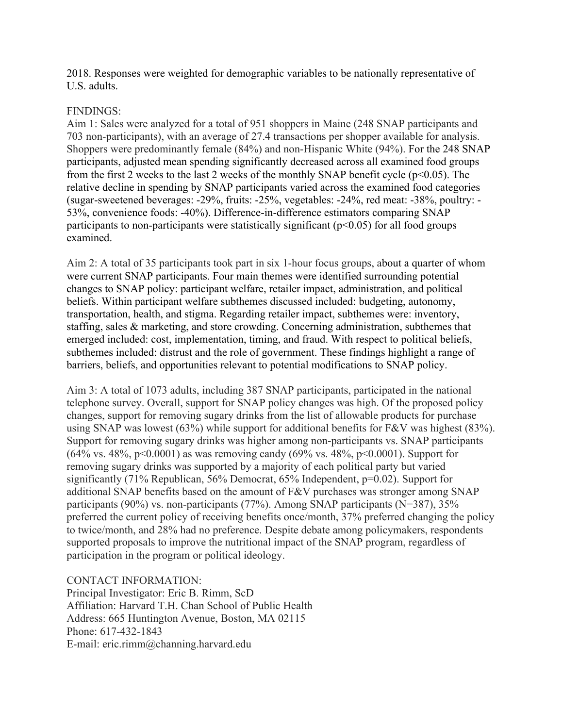2018. Responses were weighted for demographic variables to be nationally representative of U.S. adults.

FINDINGS:

Aim 1: Sales were analyzed for a total of 951 shoppers in Maine (248 SNAP participants and 703 non-participants), with an average of 27.4 transactions per shopper available for analysis. Shoppers were predominantly female (84%) and non-Hispanic White (94%). For the 248 SNAP participants, adjusted mean spending significantly decreased across all examined food groups from the first 2 weeks to the last 2 weeks of the monthly SNAP benefit cycle ($p<0.05$). The relative decline in spending by SNAP participants varied across the examined food categories (sugar-sweetened beverages: -29%, fruits: -25%, vegetables: -24%, red meat: -38%, poultry: -53%, convenience foods: -40%). Difference-in-difference estimators comparing SNAP participants to non-participants were statistically significant ($p<0.05$) for all food groups examined.

Aim 2: A total of 35 participants took part in six 1-hour focus groups, about a quarter of whom were current SNAP participants. Four main themes were identified surrounding potential changes to SNAP policy: participant welfare, retailer impact, administration, and political beliefs. Within participant welfare subthemes discussed included: budgeting, autonomy, transportation, health, and stigma. Regarding retailer impact, subthemes were: inventory, staffing, sales & marketing, and store crowding. Concerning administration, subthemes that emerged included: cost, implementation, timing, and fraud. With respect to political beliefs, subthemes included: distrust and the role of government. These findings highlight a range of barriers, beliefs, and opportunities relevant to potential modifications to SNAP policy.

Aim 3: A total of 1073 adults, including 387 SNAP participants, participated in the national telephone survey. Overall, support for SNAP policy changes was high. Of the proposed policy changes, support for removing sugary drinks from the list of allowable products for purchase using SNAP was lowest (63%) while support for additional benefits for F&V was highest (83%). Support for removing sugary drinks was higher among non-participants vs. SNAP participants (64% vs. 48%, $p<0.0001$) as was removing candy (69% vs. 48%, $p<0.0001$). Support for removing sugary drinks was supported by a majority of each political party but varied significantly (71% Republican, 56% Democrat, 65% Independent, $p=0.02$). Support for additional SNAP benefits based on the amount of F&V purchases was stronger among SNAP participants (90%) vs. non-participants (77%). Among SNAP participants (N=387), 35% preferred the current policy of receiving benefits once/month, 37% preferred changing the policy to twice/month, and 28% had no preference. Despite debate among policymakers, respondents supported proposals to improve the nutritional impact of the SNAP program, regardless of participation in the program or political ideology.

CONTACT INFORMATION:

Principal Investigator: Eric B. Rimm, ScD

Affiliation: Harvard T.H. Chan School of Public Health

Address: 665 Huntington Avenue, Boston, MA 02115

Phone: 617-432-1843

E-mail: eric.rimm@channing.harvard.edu